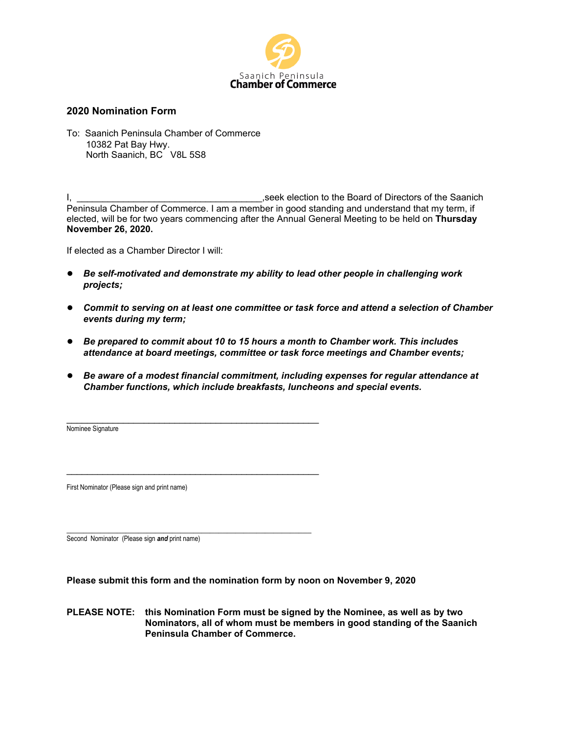Saanich Peninsula
**Chamber of Commerce**

## 2020 Nomination Form

To: Saanich Peninsula Chamber of Commerce
10382 Pat Bay Hwy.
North Saanich, BC V8L 5S8

I, ____________________________________,seek election to the Board of Directors of the Saanich Peninsula Chamber of Commerce. I am a member in good standing and understand that my term, if elected, will be for two years commencing after the Annual General Meeting to be held on **Thursday November 26, 2020.**

If elected as a Chamber Director I will:

- ***Be self-motivated and demonstrate my ability to lead other people in challenging work projects;***
- ***Commit to serving on at least one committee or task force and attend a selection of Chamber events during my term;***
- ***Be prepared to commit about 10 to 15 hours a month to Chamber work. This includes attendance at board meetings, committee or task force meetings and Chamber events;***
- ***Be aware of a modest financial commitment, including expenses for regular attendance at Chamber functions, which include breakfasts, luncheons and special events.***

_____________________________________________________
Nominee Signature

_____________________________________________________
First Nominator (Please sign and print name)

_____________________________________________________
Second Nominator (Please sign ***and*** print name)

**Please submit this form and the nomination form by noon on November 9, 2020**

**PLEASE NOTE: this Nomination Form must be signed by the Nominee, as well as by two Nominators, all of whom must be members in good standing of the Saanich Peninsula Chamber of Commerce.**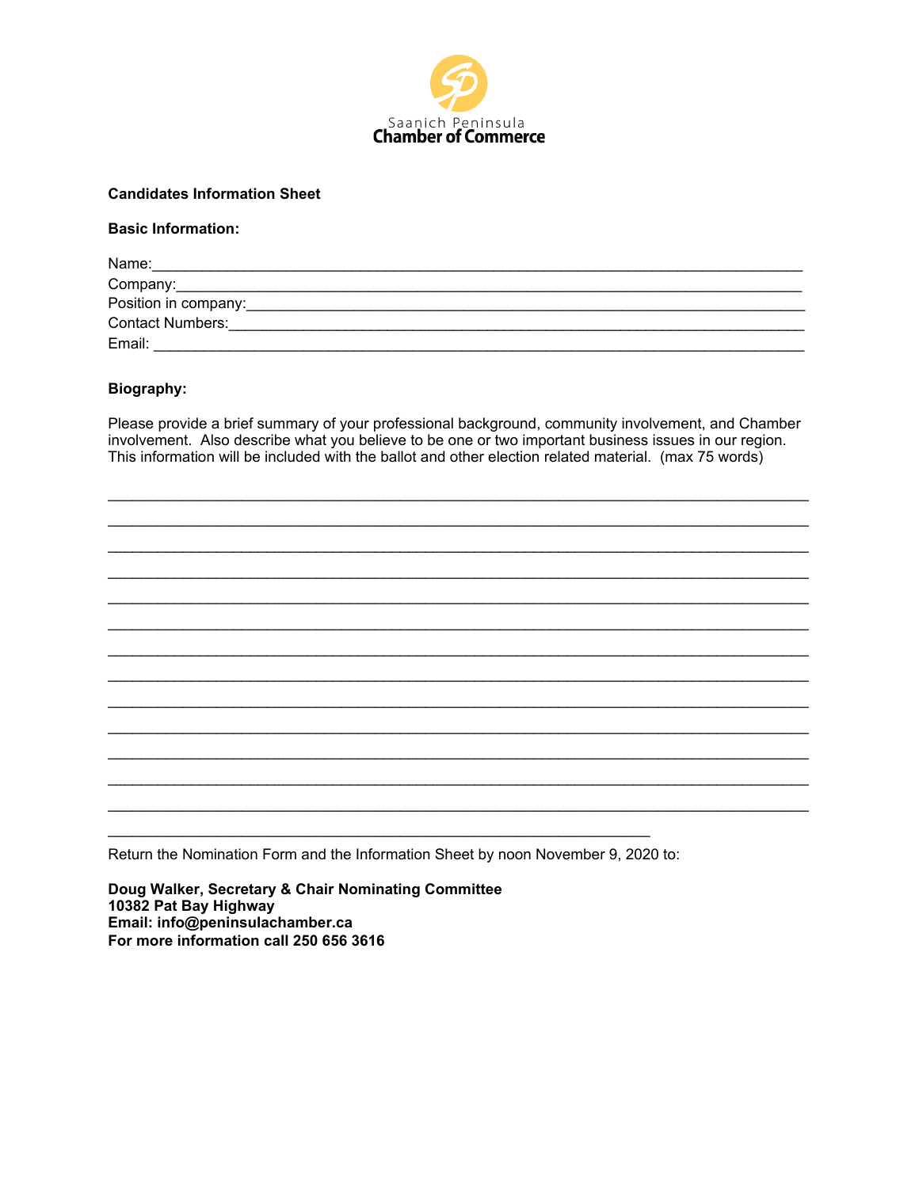Saanich Peninsula
**Chamber of Commerce**

**Candidates Information Sheet**

**Basic Information:**

Name:\_\_\_\_\_\_\_\_\_\_\_\_\_\_\_\_\_\_\_\_\_\_\_\_\_\_\_\_\_\_\_\_\_\_\_\_\_\_\_\_\_\_\_\_\_\_\_\_\_\_\_\_\_\_\_\_\_\_\_\_\_\_\_\_\_\_\_\_\_\_\_\_

Company:\_\_\_\_\_\_\_\_\_\_\_\_\_\_\_\_\_\_\_\_\_\_\_\_\_\_\_\_\_\_\_\_\_\_\_\_\_\_\_\_\_\_\_\_\_\_\_\_\_\_\_\_\_\_\_\_\_\_\_\_\_\_\_\_\_\_\_\_\_

Position in company:\_\_\_\_\_\_\_\_\_\_\_\_\_\_\_\_\_\_\_\_\_\_\_\_\_\_\_\_\_\_\_\_\_\_\_\_\_\_\_\_\_\_\_\_\_\_\_\_\_\_\_\_\_\_\_\_\_\_\_\_

Contact Numbers:\_\_\_\_\_\_\_\_\_\_\_\_\_\_\_\_\_\_\_\_\_\_\_\_\_\_\_\_\_\_\_\_\_\_\_\_\_\_\_\_\_\_\_\_\_\_\_\_\_\_\_\_\_\_\_\_\_\_\_\_\_\_\_

Email: \_\_\_\_\_\_\_\_\_\_\_\_\_\_\_\_\_\_\_\_\_\_\_\_\_\_\_\_\_\_\_\_\_\_\_\_\_\_\_\_\_\_\_\_\_\_\_\_\_\_\_\_\_\_\_\_\_\_\_\_\_\_\_\_\_\_\_\_\_\_\_

**Biography:**

Please provide a brief summary of your professional background, community involvement, and Chamber involvement. Also describe what you believe to be one or two important business issues in our region. This information will be included with the ballot and other election related material. (max 75 words)

\_\_\_\_\_\_\_\_\_\_\_\_\_\_\_\_\_\_\_\_\_\_\_\_\_\_\_\_\_\_\_\_\_\_\_\_\_\_\_\_\_\_\_\_\_\_\_\_\_\_\_\_\_\_\_\_\_\_\_\_\_\_\_\_\_\_\_\_\_\_\_\_\_\_\_\_

\_\_\_\_\_\_\_\_\_\_\_\_\_\_\_\_\_\_\_\_\_\_\_\_\_\_\_\_\_\_\_\_\_\_\_\_\_\_\_\_\_\_\_\_\_\_\_\_\_\_\_\_\_\_\_\_\_\_\_\_\_\_\_\_\_\_\_\_\_\_\_\_\_\_\_\_

\_\_\_\_\_\_\_\_\_\_\_\_\_\_\_\_\_\_\_\_\_\_\_\_\_\_\_\_\_\_\_\_\_\_\_\_\_\_\_\_\_\_\_\_\_\_\_\_\_\_\_\_\_\_\_\_\_\_\_\_\_\_\_\_\_\_\_\_\_\_\_\_\_\_\_\_

\_\_\_\_\_\_\_\_\_\_\_\_\_\_\_\_\_\_\_\_\_\_\_\_\_\_\_\_\_\_\_\_\_\_\_\_\_\_\_\_\_\_\_\_\_\_\_\_\_\_\_\_\_\_\_\_\_\_\_\_\_\_\_\_\_\_\_\_\_\_\_\_\_\_\_\_

\_\_\_\_\_\_\_\_\_\_\_\_\_\_\_\_\_\_\_\_\_\_\_\_\_\_\_\_\_\_\_\_\_\_\_\_\_\_\_\_\_\_\_\_\_\_\_\_\_\_\_\_\_\_\_\_\_\_\_\_\_\_\_\_\_\_\_\_\_\_\_\_\_\_\_\_

\_\_\_\_\_\_\_\_\_\_\_\_\_\_\_\_\_\_\_\_\_\_\_\_\_\_\_\_\_\_\_\_\_\_\_\_\_\_\_\_\_\_\_\_\_\_\_\_\_\_\_\_\_\_\_\_\_\_\_\_\_\_\_\_\_\_\_\_\_\_\_\_\_\_\_\_

\_\_\_\_\_\_\_\_\_\_\_\_\_\_\_\_\_\_\_\_\_\_\_\_\_\_\_\_\_\_\_\_\_\_\_\_\_\_\_\_\_\_\_\_\_\_\_\_\_\_\_\_\_\_\_\_\_\_\_\_\_\_\_\_\_\_\_\_\_\_\_\_\_\_\_\_

\_\_\_\_\_\_\_\_\_\_\_\_\_\_\_\_\_\_\_\_\_\_\_\_\_\_\_\_\_\_\_\_\_\_\_\_\_\_\_\_\_\_\_\_\_\_\_\_\_\_\_\_\_\_\_\_\_\_\_\_\_\_\_\_\_\_\_\_\_\_\_\_\_\_\_\_

\_\_\_\_\_\_\_\_\_\_\_\_\_\_\_\_\_\_\_\_\_\_\_\_\_\_\_\_\_\_\_\_\_\_\_\_\_\_\_\_\_\_\_\_\_\_\_\_\_\_\_\_\_\_\_\_\_\_\_\_\_\_\_\_\_\_\_\_\_\_\_\_\_\_\_\_

\_\_\_\_\_\_\_\_\_\_\_\_\_\_\_\_\_\_\_\_\_\_\_\_\_\_\_\_\_\_\_\_\_\_\_\_\_\_\_\_\_\_\_\_\_\_\_\_\_\_\_\_\_\_\_\_\_\_\_\_\_\_\_\_\_\_\_\_\_\_\_\_\_\_\_\_

\_\_\_\_\_\_\_\_\_\_\_\_\_\_\_\_\_\_\_\_\_\_\_\_\_\_\_\_\_\_\_\_\_\_\_\_\_\_\_\_\_\_\_\_\_\_\_\_\_\_\_\_\_\_\_\_\_\_\_\_\_\_\_\_\_\_\_\_\_\_\_\_\_\_\_\_

\_\_\_\_\_\_\_\_\_\_\_\_\_\_\_\_\_\_\_\_\_\_\_\_\_\_\_\_\_\_\_\_\_\_\_\_\_\_\_\_\_\_\_\_\_\_\_\_\_\_\_\_\_\_\_\_\_\_\_\_\_\_\_\_\_\_\_\_\_\_\_\_\_\_\_\_

\_\_\_\_\_\_\_\_\_\_\_\_\_\_\_\_\_\_\_\_\_\_\_\_\_\_\_\_\_\_\_\_\_\_\_\_\_\_\_\_\_\_\_\_\_\_\_\_\_\_\_\_\_\_\_\_\_\_\_\_\_\_\_\_\_\_\_\_\_\_\_\_\_\_\_\_

\_\_\_\_\_\_\_\_\_\_\_\_\_\_\_\_\_\_\_\_\_\_\_\_\_\_\_\_\_\_\_\_\_\_\_\_\_\_\_\_\_\_\_\_\_\_\_\_\_\_\_\_\_\_\_\_\_\_\_\_\_\_\_\_

Return the Nomination Form and the Information Sheet by noon November 9, 2020 to:

**Doug Walker, Secretary & Chair Nominating Committee**
**10382 Pat Bay Highway**
**Email: info@peninsulachamber.ca**
**For more information call 250 656 3616**